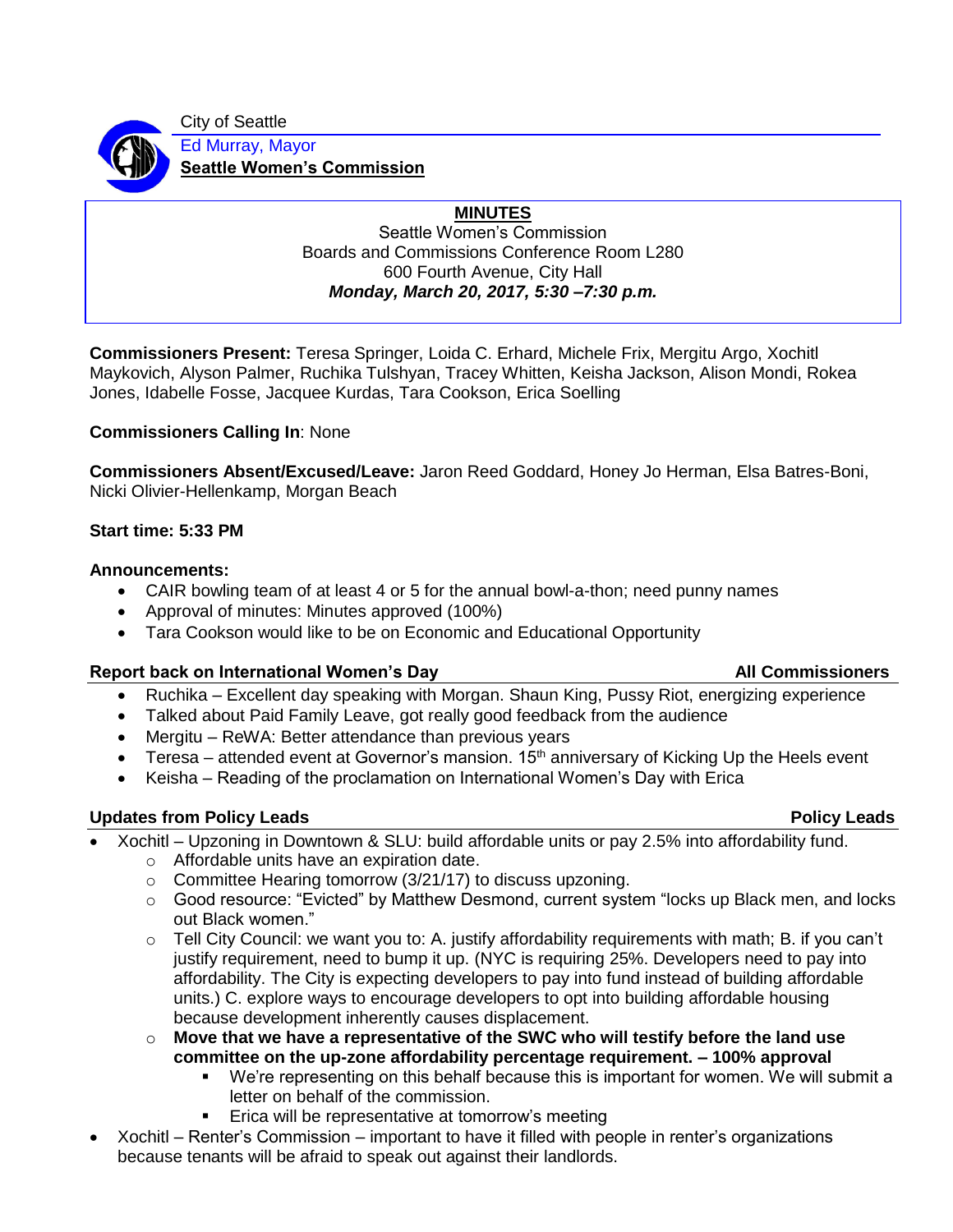City of Seattle

Ed Murray, Mayor

**Seattle Women's Commission**

## MINUTES

Seattle Women's Commission
Boards and Commissions Conference Room L280
600 Fourth Avenue, City Hall
***Monday, March 20, 2017, 5:30 –7:30 p.m.***

**Commissioners Present:** Teresa Springer, Loida C. Erhard, Michele Frix, Mergitu Argo, Xochitl Maykovich, Alyson Palmer, Ruchika Tulshyan, Tracey Whitten, Keisha Jackson, Alison Mondi, Rokea Jones, Idabelle Fosse, Jacquee Kurdas, Tara Cookson, Erica Soelling

**Commissioners Calling In**: None

**Commissioners Absent/Excused/Leave:** Jaron Reed Goddard, Honey Jo Herman, Elsa Batres-Boni, Nicki Olivier-Hellenkamp, Morgan Beach

**Start time: 5:33 PM**

**Announcements:**

- CAIR bowling team of at least 4 or 5 for the annual bowl-a-thon; need punny names
- Approval of minutes: Minutes approved (100%)
- Tara Cookson would like to be on Economic and Educational Opportunity

**Report back on International Women's Day** — **All Commissioners**

- Ruchika – Excellent day speaking with Morgan. Shaun King, Pussy Riot, energizing experience
- Talked about Paid Family Leave, got really good feedback from the audience
- Mergitu – ReWA: Better attendance than previous years
- Teresa – attended event at Governor's mansion. 15th anniversary of Kicking Up the Heels event
- Keisha – Reading of the proclamation on International Women's Day with Erica

**Updates from Policy Leads** — **Policy Leads**

- Xochitl – Upzoning in Downtown & SLU: build affordable units or pay 2.5% into affordability fund.
  - Affordable units have an expiration date.
  - Committee Hearing tomorrow (3/21/17) to discuss upzoning.
  - Good resource: "Evicted" by Matthew Desmond, current system "locks up Black men, and locks out Black women."
  - Tell City Council: we want you to: A. justify affordability requirements with math; B. if you can't justify requirement, need to bump it up. (NYC is requiring 25%. Developers need to pay into affordability. The City is expecting developers to pay into fund instead of building affordable units.) C. explore ways to encourage developers to opt into building affordable housing because development inherently causes displacement.
  - **Move that we have a representative of the SWC who will testify before the land use committee on the up-zone affordability percentage requirement. – 100% approval**
    - We're representing on this behalf because this is important for women. We will submit a letter on behalf of the commission.
    - Erica will be representative at tomorrow's meeting
- Xochitl – Renter's Commission – important to have it filled with people in renter's organizations because tenants will be afraid to speak out against their landlords.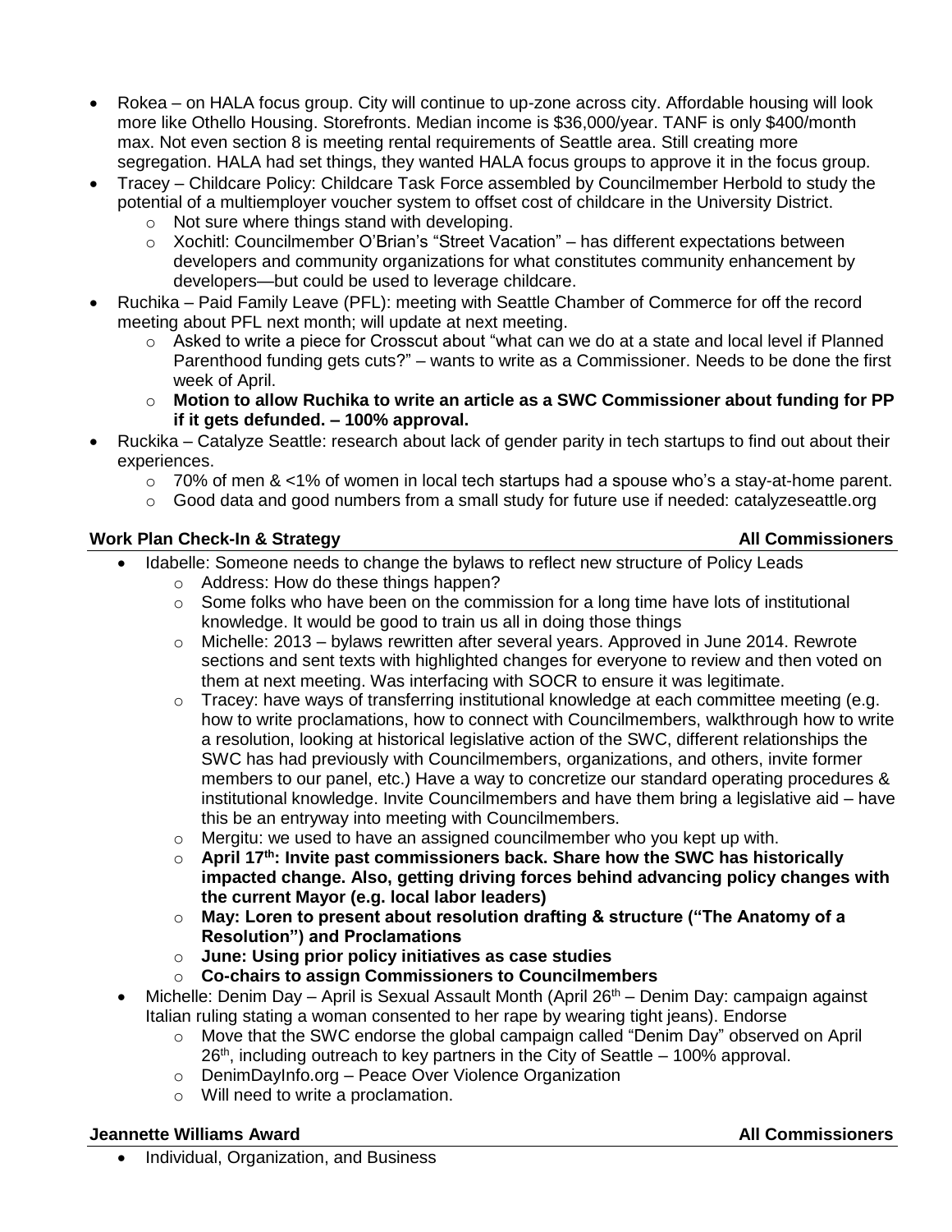- Rokea – on HALA focus group. City will continue to up-zone across city. Affordable housing will look more like Othello Housing. Storefronts. Median income is $36,000/year. TANF is only $400/month max. Not even section 8 is meeting rental requirements of Seattle area. Still creating more segregation. HALA had set things, they wanted HALA focus groups to approve it in the focus group.
- Tracey – Childcare Policy: Childcare Task Force assembled by Councilmember Herbold to study the potential of a multiemployer voucher system to offset cost of childcare in the University District.
  - Not sure where things stand with developing.
  - Xochitl: Councilmember O'Brian's "Street Vacation" – has different expectations between developers and community organizations for what constitutes community enhancement by developers—but could be used to leverage childcare.
- Ruchika – Paid Family Leave (PFL): meeting with Seattle Chamber of Commerce for off the record meeting about PFL next month; will update at next meeting.
  - Asked to write a piece for Crosscut about "what can we do at a state and local level if Planned Parenthood funding gets cuts?" – wants to write as a Commissioner. Needs to be done the first week of April.
  - **Motion to allow Ruchika to write an article as a SWC Commissioner about funding for PP if it gets defunded. – 100% approval.**
- Ruckika – Catalyze Seattle: research about lack of gender parity in tech startups to find out about their experiences.
  - 70% of men & <1% of women in local tech startups had a spouse who's a stay-at-home parent.
  - Good data and good numbers from a small study for future use if needed: catalyzeseattle.org

**Work Plan Check-In & Strategy** — **All Commissioners**

- Idabelle: Someone needs to change the bylaws to reflect new structure of Policy Leads
  - Address: How do these things happen?
  - Some folks who have been on the commission for a long time have lots of institutional knowledge. It would be good to train us all in doing those things
  - Michelle: 2013 – bylaws rewritten after several years. Approved in June 2014. Rewrote sections and sent texts with highlighted changes for everyone to review and then voted on them at next meeting. Was interfacing with SOCR to ensure it was legitimate.
  - Tracey: have ways of transferring institutional knowledge at each committee meeting (e.g. how to write proclamations, how to connect with Councilmembers, walkthrough how to write a resolution, looking at historical legislative action of the SWC, different relationships the SWC has had previously with Councilmembers, organizations, and others, invite former members to our panel, etc.) Have a way to concretize our standard operating procedures & institutional knowledge. Invite Councilmembers and have them bring a legislative aid – have this be an entryway into meeting with Councilmembers.
  - Mergitu: we used to have an assigned councilmember who you kept up with.
  - **April 17th: Invite past commissioners back. Share how the SWC has historically impacted change. Also, getting driving forces behind advancing policy changes with the current Mayor (e.g. local labor leaders)**
  - **May: Loren to present about resolution drafting & structure ("The Anatomy of a Resolution") and Proclamations**
  - **June: Using prior policy initiatives as case studies**
  - **Co-chairs to assign Commissioners to Councilmembers**
- Michelle: Denim Day – April is Sexual Assault Month (April 26th – Denim Day: campaign against Italian ruling stating a woman consented to her rape by wearing tight jeans). Endorse
  - Move that the SWC endorse the global campaign called "Denim Day" observed on April 26th, including outreach to key partners in the City of Seattle – 100% approval.
  - DenimDayInfo.org – Peace Over Violence Organization
  - Will need to write a proclamation.

**Jeannette Williams Award** — **All Commissioners**

- Individual, Organization, and Business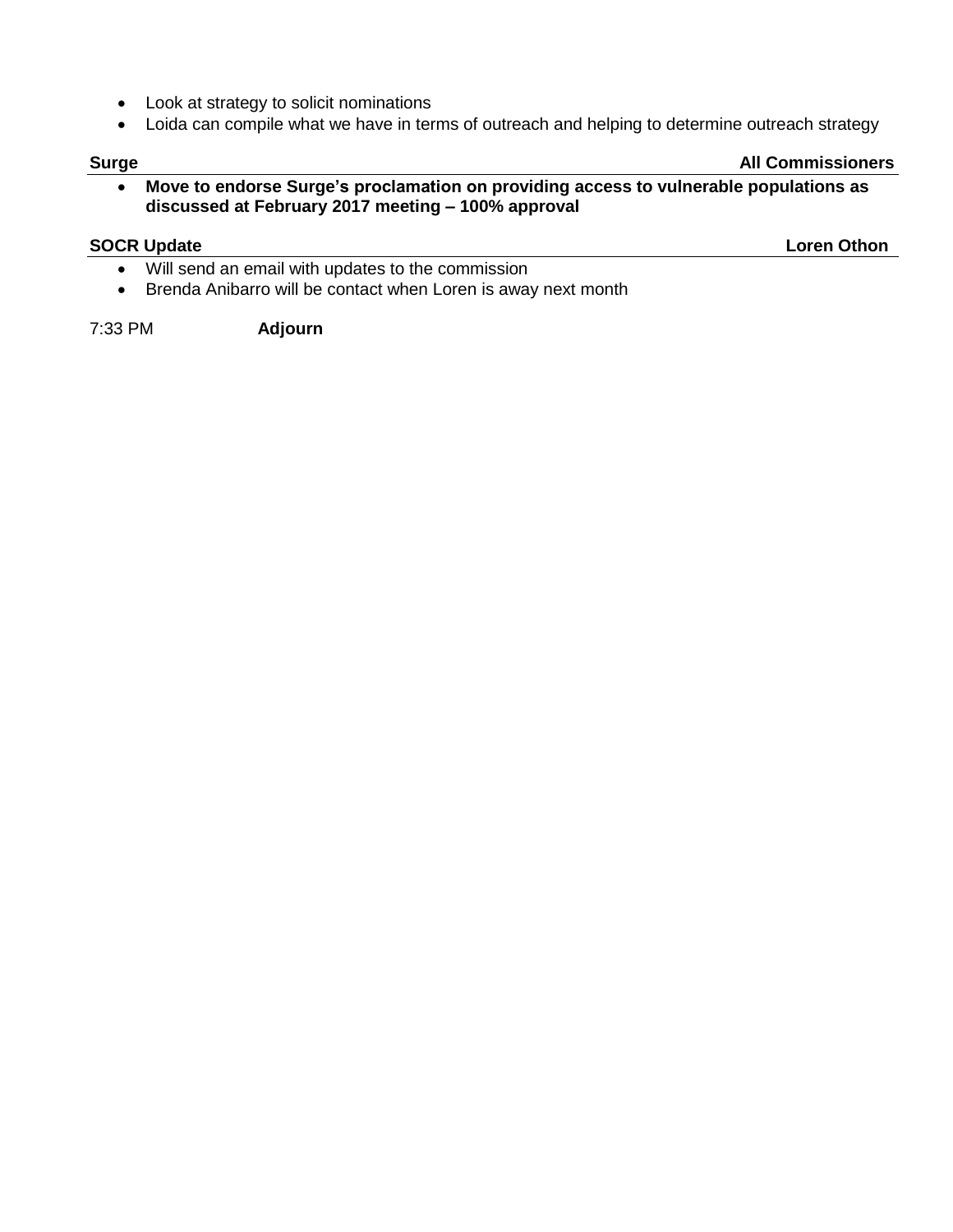- Look at strategy to solicit nominations
- Loida can compile what we have in terms of outreach and helping to determine outreach strategy

**Surge** **All Commissioners**

- **Move to endorse Surge's proclamation on providing access to vulnerable populations as discussed at February 2017 meeting – 100% approval**

**SOCR Update** **Loren Othon**

- Will send an email with updates to the commission
- Brenda Anibarro will be contact when Loren is away next month

7:33 PM **Adjourn**